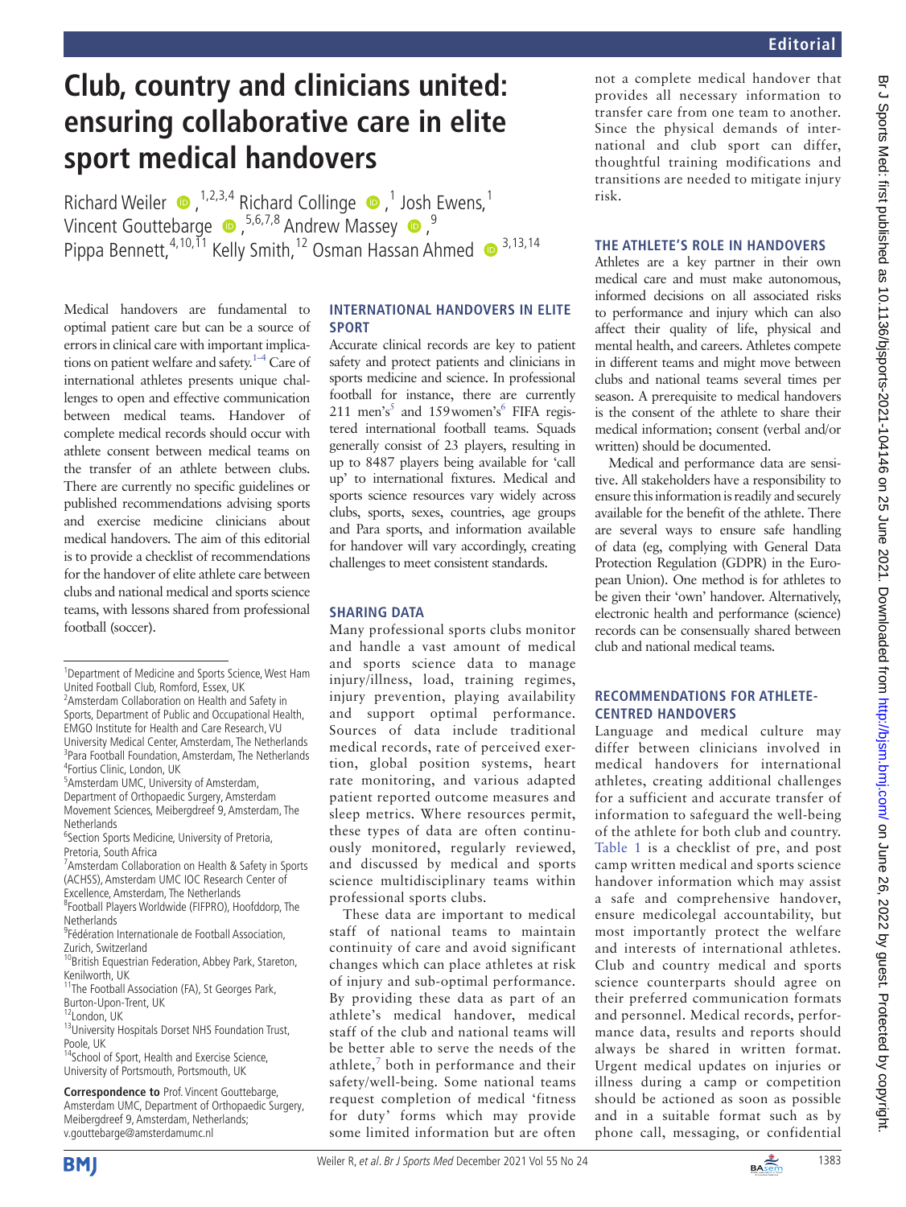# Club, country and clinicians united: ensuring collaborative care in elite sport medical handovers

Richard Weiler [1,2,3,4] Richard Collinge [1] Josh Ewens,[1] Vincent Gouttebarge [5,6,7,8] Andrew Massey [9] Pippa Bennett,[4,10,11] Kelly Smith,[12] Osman Hassan Ahmed [3,13,14]

Medical handovers are fundamental to optimal patient care but can be a source of errors in clinical care with important implications on patient welfare and safety.[1–4] Care of international athletes presents unique challenges to open and effective communication between medical teams. Handover of complete medical records should occur with athlete consent between medical teams on the transfer of an athlete between clubs. There are currently no specific guidelines or published recommendations advising sports and exercise medicine clinicians about medical handovers. The aim of this editorial is to provide a checklist of recommendations for the handover of elite athlete care between clubs and national medical and sports science teams, with lessons shared from professional football (soccer).

[1]Department of Medicine and Sports Science, West Ham United Football Club, Romford, Essex, UK
[2]Amsterdam Collaboration on Health and Safety in Sports, Department of Public and Occupational Health, EMGO Institute for Health and Care Research, VU University Medical Center, Amsterdam, The Netherlands
[3]Para Football Foundation, Amsterdam, The Netherlands
[4]Fortius Clinic, London, UK
[5]Amsterdam UMC, University of Amsterdam, Department of Orthopaedic Surgery, Amsterdam Movement Sciences, Meibergdreef 9, Amsterdam, The Netherlands
[6]Section Sports Medicine, University of Pretoria, Pretoria, South Africa
[7]Amsterdam Collaboration on Health & Safety in Sports (ACHSS), Amsterdam UMC IOC Research Center of Excellence, Amsterdam, The Netherlands
[8]Football Players Worldwide (FIFPRO), Hoofddorp, The Netherlands
[9]Fédération Internationale de Football Association, Zurich, Switzerland
[10]British Equestrian Federation, Abbey Park, Stareton, Kenilworth, UK
[11]The Football Association (FA), St Georges Park, Burton-Upon-Trent, UK
[12]London, UK
[13]University Hospitals Dorset NHS Foundation Trust, Poole, UK
[14]School of Sport, Health and Exercise Science, University of Portsmouth, Portsmouth, UK

**Correspondence to** Prof. Vincent Gouttebarge, Amsterdam UMC, Department of Orthopaedic Surgery, Meibergdreef 9, Amsterdam, Netherlands; v.gouttebarge@amsterdamumc.nl

## INTERNATIONAL HANDOVERS IN ELITE SPORT

Accurate clinical records are key to patient safety and protect patients and clinicians in sports medicine and science. In professional football for instance, there are currently 211 men's[5] and 159 women's[6] FIFA registered international football teams. Squads generally consist of 23 players, resulting in up to 8487 players being available for 'call up' to international fixtures. Medical and sports science resources vary widely across clubs, sports, sexes, countries, age groups and Para sports, and information available for handover will vary accordingly, creating challenges to meet consistent standards.

## SHARING DATA

Many professional sports clubs monitor and handle a vast amount of medical and sports science data to manage injury/illness, load, training regimes, injury prevention, playing availability and support optimal performance. Sources of data include traditional medical records, rate of perceived exertion, global position systems, heart rate monitoring, and various adapted patient reported outcome measures and sleep metrics. Where resources permit, these types of data are often continuously monitored, regularly reviewed, and discussed by medical and sports science multidisciplinary teams within professional sports clubs.

These data are important to medical staff of national teams to maintain continuity of care and avoid significant changes which can place athletes at risk of injury and sub-optimal performance. By providing these data as part of an athlete's medical handover, medical staff of the club and national teams will be better able to serve the needs of the athlete,[7] both in performance and their safety/well-being. Some national teams request completion of medical 'fitness for duty' forms which may provide some limited information but are often not a complete medical handover that provides all necessary information to transfer care from one team to another. Since the physical demands of international and club sport can differ, thoughtful training modifications and transitions are needed to mitigate injury risk.

## THE ATHLETE'S ROLE IN HANDOVERS

Athletes are a key partner in their own medical care and must make autonomous, informed decisions on all associated risks to performance and injury which can also affect their quality of life, physical and mental health, and careers. Athletes compete in different teams and might move between clubs and national teams several times per season. A prerequisite to medical handovers is the consent of the athlete to share their medical information; consent (verbal and/or written) should be documented.

Medical and performance data are sensitive. All stakeholders have a responsibility to ensure this information is readily and securely available for the benefit of the athlete. There are several ways to ensure safe handling of data (eg, complying with General Data Protection Regulation (GDPR) in the European Union). One method is for athletes to be given their 'own' handover. Alternatively, electronic health and performance (science) records can be consensually shared between club and national medical teams.

## RECOMMENDATIONS FOR ATHLETE-CENTRED HANDOVERS

Language and medical culture may differ between clinicians involved in medical handovers for international athletes, creating additional challenges for a sufficient and accurate transfer of information to safeguard the well-being of the athlete for both club and country. Table 1 is a checklist of pre, and post camp written medical and sports science handover information which may assist a safe and comprehensive handover, ensure medicolegal accountability, but most importantly protect the welfare and interests of international athletes. Club and country medical and sports science counterparts should agree on their preferred communication formats and personnel. Medical records, performance data, results and reports should always be shared in written format. Urgent medical updates on injuries or illness during a camp or competition should be actioned as soon as possible and in a suitable format such as by phone call, messaging, or confidential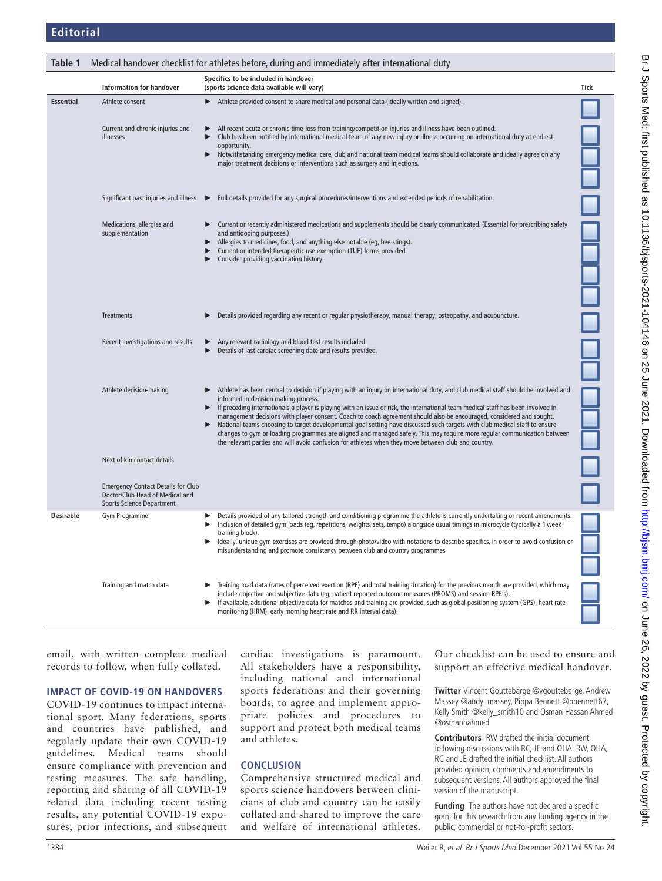**Table 1** Medical handover checklist for athletes before, during and immediately after international duty

| | Information for handover | Specifics to be included in handover (sports science data available will vary) | Tick |
|---|---|---|---|
| **Essential** | Athlete consent | ► Athlete provided consent to share medical and personal data (ideally written and signed). | ☐ |
| | Current and chronic injuries and illnesses | ► All recent acute or chronic time-loss from training/competition injuries and illness have been outlined.<br>► Club has been notified by international medical team of any new injury or illness occurring on international duty at earliest opportunity.<br>► Notwithstanding emergency medical care, club and national team medical teams should collaborate and ideally agree on any major treatment decisions or interventions such as surgery and injections. | ☐ ☐ ☐ |
| | Significant past injuries and illness | ► Full details provided for any surgical procedures/interventions and extended periods of rehabilitation. | ☐ |
| | Medications, allergies and supplementation | ► Current or recently administered medications and supplements should be clearly communicated. (Essential for prescribing safety and antidoping purposes.)<br>► Allergies to medicines, food, and anything else notable (eg, bee stings).<br>► Current or intended therapeutic use exemption (TUE) forms provided.<br>► Consider providing vaccination history. | ☐ ☐ ☐ ☐ |
| | Treatments | ► Details provided regarding any recent or regular physiotherapy, manual therapy, osteopathy, and acupuncture. | ☐ |
| | Recent investigations and results | ► Any relevant radiology and blood test results included.<br>► Details of last cardiac screening date and results provided. | ☐ ☐ |
| | Athlete decision-making | ► Athlete has been central to decision if playing with an injury on international duty, and club medical staff should be involved and informed in decision making process.<br>► If preceding internationals a player is playing with an issue or risk, the international team medical staff has been involved in management decisions with player consent. Coach to coach agreement should also be encouraged, considered and sought.<br>► National teams choosing to target developmental goal setting have discussed such targets with club medical staff to ensure changes to gym or loading programmes are aligned and managed safely. This may require more regular communication between the relevant parties and will avoid confusion for athletes when they move between club and country. | ☐ ☐ ☐ |
| | Next of kin contact details | | ☐ |
| | Emergency Contact Details for Club Doctor/Club Head of Medical and Sports Science Department | | ☐ |
| **Desirable** | Gym Programme | ► Details provided of any tailored strength and conditioning programme the athlete is currently undertaking or recent amendments.<br>► Inclusion of detailed gym loads (eg, repetitions, weights, sets, tempo) alongside usual timings in microcycle (typically a 1 week training block).<br>► Ideally, unique gym exercises are provided through photo/video with notations to describe specifics, in order to avoid confusion or misunderstanding and promote consistency between club and country programmes. | ☐ ☐ ☐ |
| | Training and match data | ► Training load data (rates of perceived exertion (RPE) and total training duration) for the previous month are provided, which may include objective and subjective data (eg, patient reported outcome measures (PROMS) and session RPE's).<br>► If available, additional objective data for matches and training are provided, such as global positioning system (GPS), heart rate monitoring (HRM), early morning heart rate and RR interval data). | ☐ ☐ |

email, with written complete medical records to follow, when fully collated.

## IMPACT OF COVID-19 ON HANDOVERS

COVID-19 continues to impact international sport. Many federations, sports and countries have published, and regularly update their own COVID-19 guidelines. Medical teams should ensure compliance with prevention and testing measures. The safe handling, reporting and sharing of all COVID-19 related data including recent testing results, any potential COVID-19 exposures, prior infections, and subsequent cardiac investigations is paramount. All stakeholders have a responsibility, including national and international sports federations and their governing boards, to agree and implement appropriate policies and procedures to support and protect both medical teams and athletes.

## CONCLUSION

Comprehensive structured medical and sports science handovers between clinicians of club and country can be easily collated and shared to improve the care and welfare of international athletes. Our checklist can be used to ensure and support an effective medical handover.

**Twitter** Vincent Gouttebarge @vgouttebarge, Andrew Massey @andy_massey, Pippa Bennett @pbennett67, Kelly Smith @kelly_smith10 and Osman Hassan Ahmed @osmanhahmed

**Contributors** RW drafted the initial document following discussions with RC, JE and OHA. RW, OHA, RC and JE drafted the initial checklist. All authors provided opinion, comments and amendments to subsequent versions. All authors approved the final version of the manuscript.

**Funding** The authors have not declared a specific grant for this research from any funding agency in the public, commercial or not-for-profit sectors.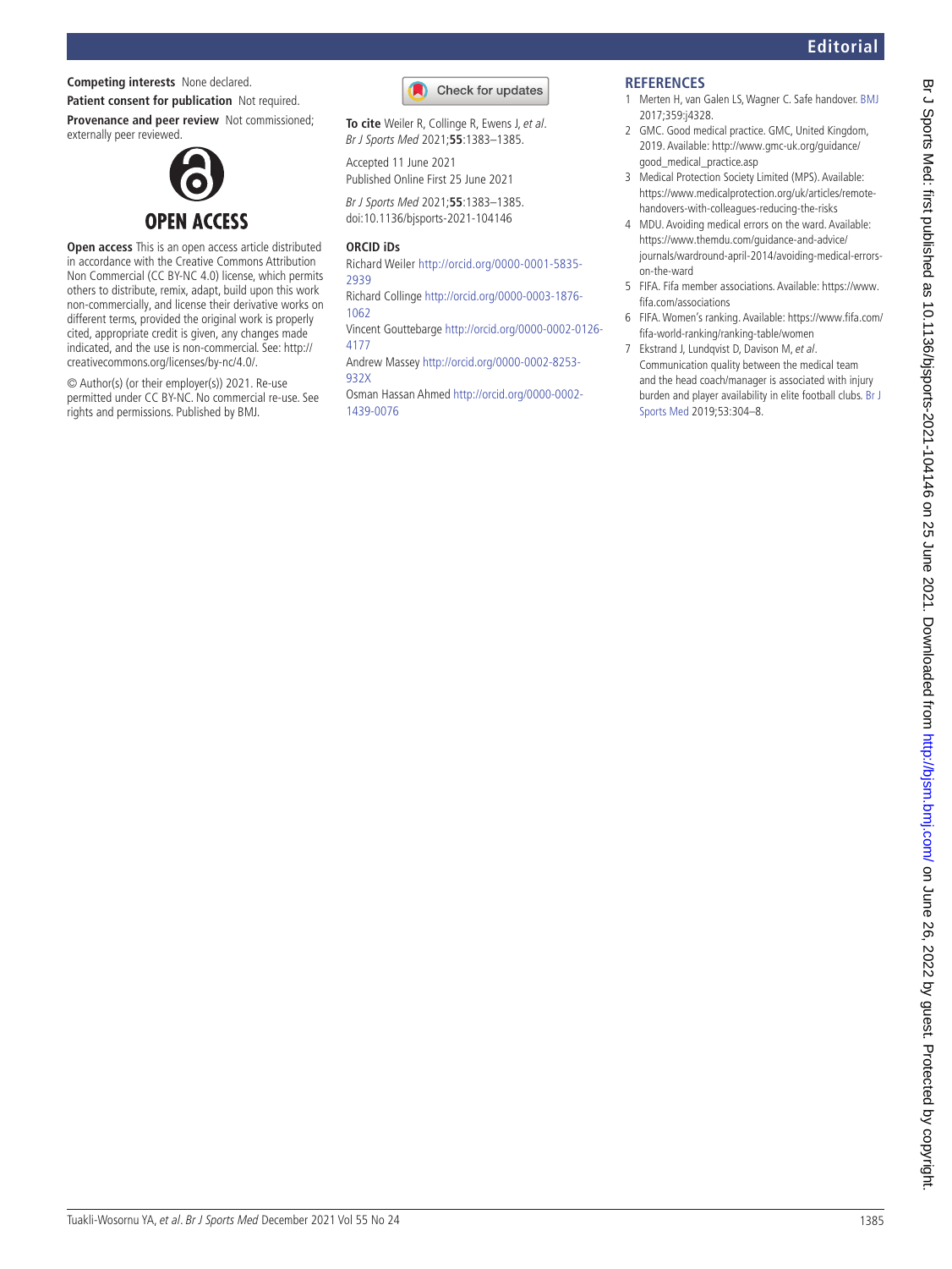**Competing interests** None declared.

**Patient consent for publication** Not required.

**Provenance and peer review** Not commissioned; externally peer reviewed.

**OPEN ACCESS**

**Open access** This is an open access article distributed in accordance with the Creative Commons Attribution Non Commercial (CC BY-NC 4.0) license, which permits others to distribute, remix, adapt, build upon this work non-commercially, and license their derivative works on different terms, provided the original work is properly cited, appropriate credit is given, any changes made indicated, and the use is non-commercial. See: http://creativecommons.org/licenses/by-nc/4.0/.

© Author(s) (or their employer(s)) 2021. Re-use permitted under CC BY-NC. No commercial re-use. See rights and permissions. Published by BMJ.

Check for updates

**To cite** Weiler R, Collinge R, Ewens J, *et al*. *Br J Sports Med* 2021;**55**:1383–1385.

Accepted 11 June 2021
Published Online First 25 June 2021

*Br J Sports Med* 2021;**55**:1383–1385.
doi:10.1136/bjsports-2021-104146

**ORCID iDs**

Richard Weiler http://orcid.org/0000-0001-5835-2939
Richard Collinge http://orcid.org/0000-0003-1876-1062
Vincent Gouttebarge http://orcid.org/0000-0002-0126-4177
Andrew Massey http://orcid.org/0000-0002-8253-932X
Osman Hassan Ahmed http://orcid.org/0000-0002-1439-0076

## REFERENCES

1. Merten H, van Galen LS, Wagner C. Safe handover. BMJ 2017;359:j4328.
2. GMC. Good medical practice. GMC, United Kingdom, 2019. Available: http://www.gmc-uk.org/guidance/good_medical_practice.asp
3. Medical Protection Society Limited (MPS). Available: https://www.medicalprotection.org/uk/articles/remote-handovers-with-colleagues-reducing-the-risks
4. MDU. Avoiding medical errors on the ward. Available: https://www.themdu.com/guidance-and-advice/journals/wardround-april-2014/avoiding-medical-errors-on-the-ward
5. FIFA. Fifa member associations. Available: https://www.fifa.com/associations
6. FIFA. Women's ranking. Available: https://www.fifa.com/fifa-world-ranking/ranking-table/women
7. Ekstrand J, Lundqvist D, Davison M, *et al*. Communication quality between the medical team and the head coach/manager is associated with injury burden and player availability in elite football clubs. Br J Sports Med 2019;53:304–8.